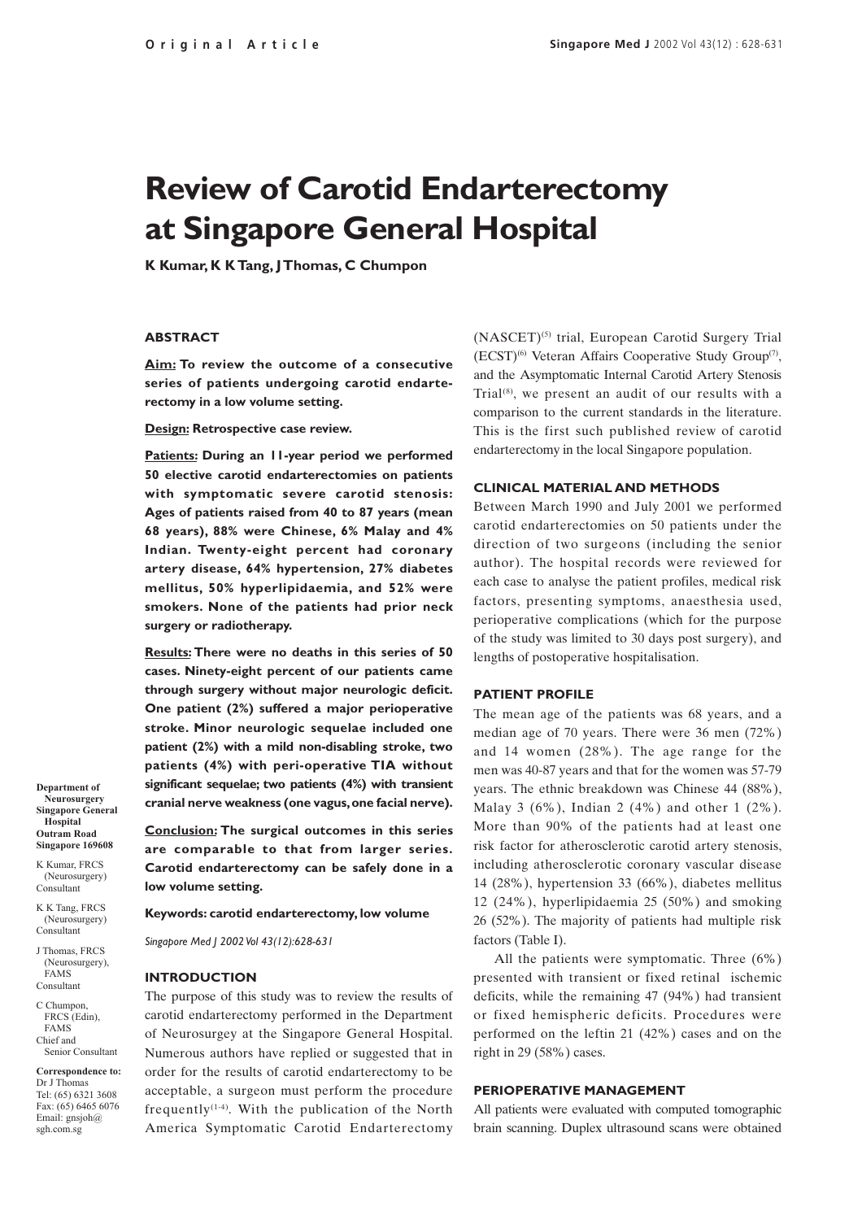Original Article

# Review of Carotid Endarterectomy at Singapore General Hospital

**K Kumar, K K Tang, J Thomas, C Chumpon**

### ABSTRACT

**Aim:** **To review the outcome of a consecutive series of patients undergoing carotid endarterectomy in a low volume setting.**

**Design:** **Retrospective case review.**

**Patients:** **During an 11-year period we performed 50 elective carotid endarterectomies on patients with symptomatic severe carotid stenosis: Ages of patients raised from 40 to 87 years (mean 68 years), 88% were Chinese, 6% Malay and 4% Indian. Twenty-eight percent had coronary artery disease, 64% hypertension, 27% diabetes mellitus, 50% hyperlipidaemia, and 52% were smokers. None of the patients had prior neck surgery or radiotherapy.**

**Results:** **There were no deaths in this series of 50 cases. Ninety-eight percent of our patients came through surgery without major neurologic deficit. One patient (2%) suffered a major perioperative stroke. Minor neurologic sequelae included one patient (2%) with a mild non-disabling stroke, two patients (4%) with peri-operative TIA without significant sequelae; two patients (4%) with transient cranial nerve weakness (one vagus, one facial nerve).**

**Conclusion:** **The surgical outcomes in this series are comparable to that from larger series. Carotid endarterectomy can be safely done in a low volume setting.**

**Keywords: carotid endarterectomy, low volume**

*Singapore Med J 2002 Vol 43(12):628-631*

**Department of Neurosurgery Singapore General Hospital Outram Road Singapore 169608**

K Kumar, FRCS (Neurosurgery) Consultant

K K Tang, FRCS (Neurosurgery) Consultant

J Thomas, FRCS (Neurosurgery), FAMS Consultant

C Chumpon, FRCS (Edin), FAMS Chief and Senior Consultant

**Correspondence to:** Dr J Thomas Tel: (65) 6321 3608 Fax: (65) 6465 6076 Email: gnsjoh@sgh.com.sg

### INTRODUCTION

The purpose of this study was to review the results of carotid endarterectomy performed in the Department of Neurosurgey at the Singapore General Hospital. Numerous authors have replied or suggested that in order for the results of carotid endarterectomy to be acceptable, a surgeon must perform the procedure frequently[1-4]. With the publication of the North America Symptomatic Carotid Endarterectomy (NASCET)[5] trial, European Carotid Surgery Trial (ECST)[6] Veteran Affairs Cooperative Study Group[7], and the Asymptomatic Internal Carotid Artery Stenosis Trial[8], we present an audit of our results with a comparison to the current standards in the literature. This is the first such published review of carotid endarterectomy in the local Singapore population.

### CLINICAL MATERIAL AND METHODS

Between March 1990 and July 2001 we performed carotid endarterectomies on 50 patients under the direction of two surgeons (including the senior author). The hospital records were reviewed for each case to analyse the patient profiles, medical risk factors, presenting symptoms, anaesthesia used, perioperative complications (which for the purpose of the study was limited to 30 days post surgery), and lengths of postoperative hospitalisation.

### PATIENT PROFILE

The mean age of the patients was 68 years, and a median age of 70 years. There were 36 men (72%) and 14 women (28%). The age range for the men was 40-87 years and that for the women was 57-79 years. The ethnic breakdown was Chinese 44 (88%), Malay 3 (6%), Indian 2 (4%) and other 1 (2%). More than 90% of the patients had at least one risk factor for atherosclerotic carotid artery stenosis, including atherosclerotic coronary vascular disease 14 (28%), hypertension 33 (66%), diabetes mellitus 12 (24%), hyperlipidaemia 25 (50%) and smoking 26 (52%). The majority of patients had multiple risk factors (Table I).

All the patients were symptomatic. Three (6%) presented with transient or fixed retinal ischemic deficits, while the remaining 47 (94%) had transient or fixed hemispheric deficits. Procedures were performed on the leftin 21 (42%) cases and on the right in 29 (58%) cases.

### PERIOPERATIVE MANAGEMENT

All patients were evaluated with computed tomographic brain scanning. Duplex ultrasound scans were obtained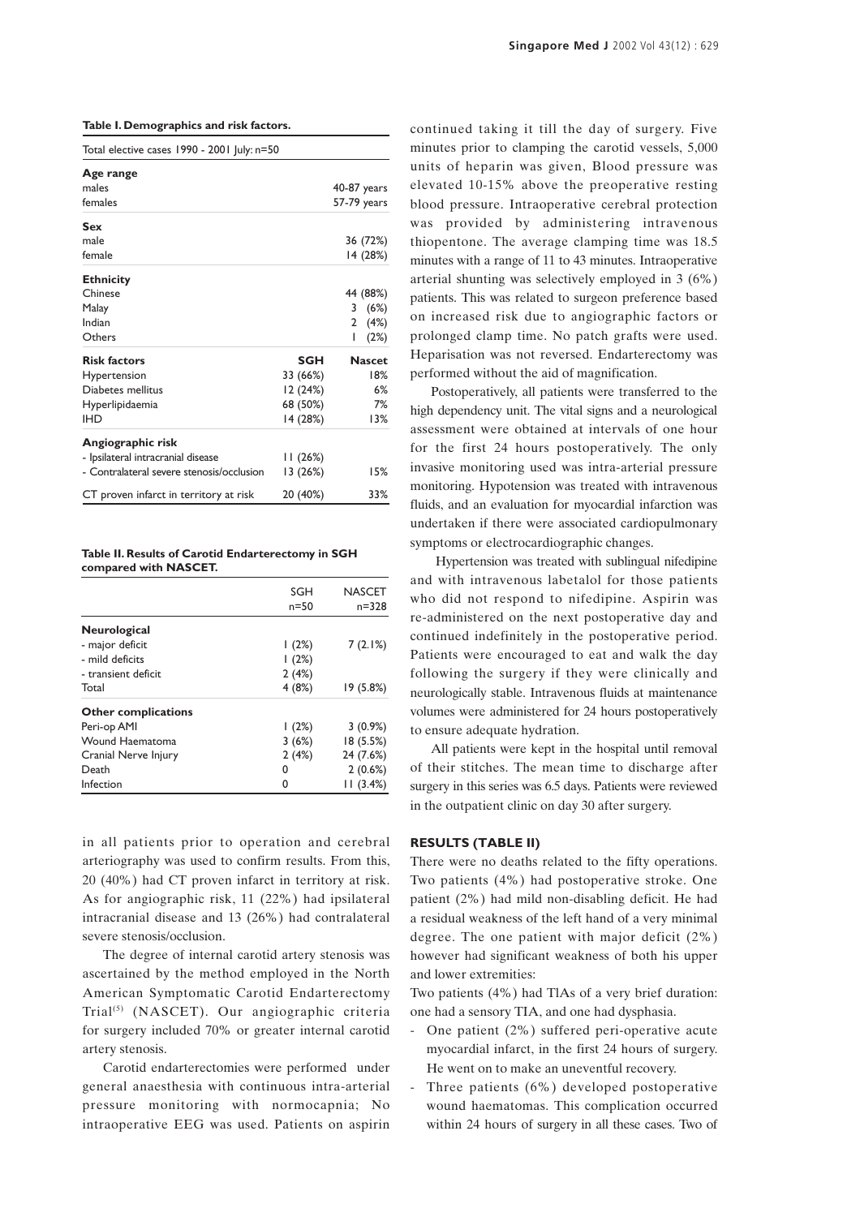**Table I. Demographics and risk factors.**

| Total elective cases 1990 - 2001 July: n=50 | | |
|---|---|---|
| **Age range** | | |
| males | | 40-87 years |
| females | | 57-79 years |
| **Sex** | | |
| male | | 36 (72%) |
| female | | 14 (28%) |
| **Ethnicity** | | |
| Chinese | | 44 (88%) |
| Malay | | 3 (6%) |
| Indian | | 2 (4%) |
| Others | | 1 (2%) |
| **Risk factors** | **SGH** | **Nascet** |
| Hypertension | 33 (66%) | 18% |
| Diabetes mellitus | 12 (24%) | 6% |
| Hyperlipidaemia | 68 (50%) | 7% |
| IHD | 14 (28%) | 13% |
| **Angiographic risk** | | |
| - Ipsilateral intracranial disease | 11 (26%) | |
| - Contralateral severe stenosis/occlusion | 13 (26%) | 15% |
| CT proven infarct in territory at risk | 20 (40%) | 33% |

**Table II. Results of Carotid Endarterectomy in SGH compared with NASCET.**

| | SGH n=50 | NASCET n=328 |
|---|---|---|
| **Neurological** | | |
| - major deficit | 1 (2%) | 7 (2.1%) |
| - mild deficits | 1 (2%) | |
| - transient deficit | 2 (4%) | |
| Total | 4 (8%) | 19 (5.8%) |
| **Other complications** | | |
| Peri-op AMI | 1 (2%) | 3 (0.9%) |
| Wound Haematoma | 3 (6%) | 18 (5.5%) |
| Cranial Nerve Injury | 2 (4%) | 24 (7.6%) |
| Death | 0 | 2 (0.6%) |
| Infection | 0 | 11 (3.4%) |

in all patients prior to operation and cerebral arteriography was used to confirm results. From this, 20 (40%) had CT proven infarct in territory at risk. As for angiographic risk, 11 (22%) had ipsilateral intracranial disease and 13 (26%) had contralateral severe stenosis/occlusion.

The degree of internal carotid artery stenosis was ascertained by the method employed in the North American Symptomatic Carotid Endarterectomy Trial[5] (NASCET). Our angiographic criteria for surgery included 70% or greater internal carotid artery stenosis.

Carotid endarterectomies were performed under general anaesthesia with continuous intra-arterial pressure monitoring with normocapnia; No intraoperative EEG was used. Patients on aspirin continued taking it till the day of surgery. Five minutes prior to clamping the carotid vessels, 5,000 units of heparin was given, Blood pressure was elevated 10-15% above the preoperative resting blood pressure. Intraoperative cerebral protection was provided by administering intravenous thiopentone. The average clamping time was 18.5 minutes with a range of 11 to 43 minutes. Intraoperative arterial shunting was selectively employed in 3 (6%) patients. This was related to surgeon preference based on increased risk due to angiographic factors or prolonged clamp time. No patch grafts were used. Heparisation was not reversed. Endarterectomy was performed without the aid of magnification.

Postoperatively, all patients were transferred to the high dependency unit. The vital signs and a neurological assessment were obtained at intervals of one hour for the first 24 hours postoperatively. The only invasive monitoring used was intra-arterial pressure monitoring. Hypotension was treated with intravenous fluids, and an evaluation for myocardial infarction was undertaken if there were associated cardiopulmonary symptoms or electrocardiographic changes.

Hypertension was treated with sublingual nifedipine and with intravenous labetalol for those patients who did not respond to nifedipine. Aspirin was re-administered on the next postoperative day and continued indefinitely in the postoperative period. Patients were encouraged to eat and walk the day following the surgery if they were clinically and neurologically stable. Intravenous fluids at maintenance volumes were administered for 24 hours postoperatively to ensure adequate hydration.

All patients were kept in the hospital until removal of their stitches. The mean time to discharge after surgery in this series was 6.5 days. Patients were reviewed in the outpatient clinic on day 30 after surgery.

## RESULTS (TABLE II)

There were no deaths related to the fifty operations. Two patients (4%) had postoperative stroke. One patient (2%) had mild non-disabling deficit. He had a residual weakness of the left hand of a very minimal degree. The one patient with major deficit (2%) however had significant weakness of both his upper and lower extremities:

Two patients (4%) had TIAs of a very brief duration: one had a sensory TIA, and one had dysphasia.

- One patient (2%) suffered peri-operative acute myocardial infarct, in the first 24 hours of surgery. He went on to make an uneventful recovery.
- Three patients (6%) developed postoperative wound haematomas. This complication occurred within 24 hours of surgery in all these cases. Two of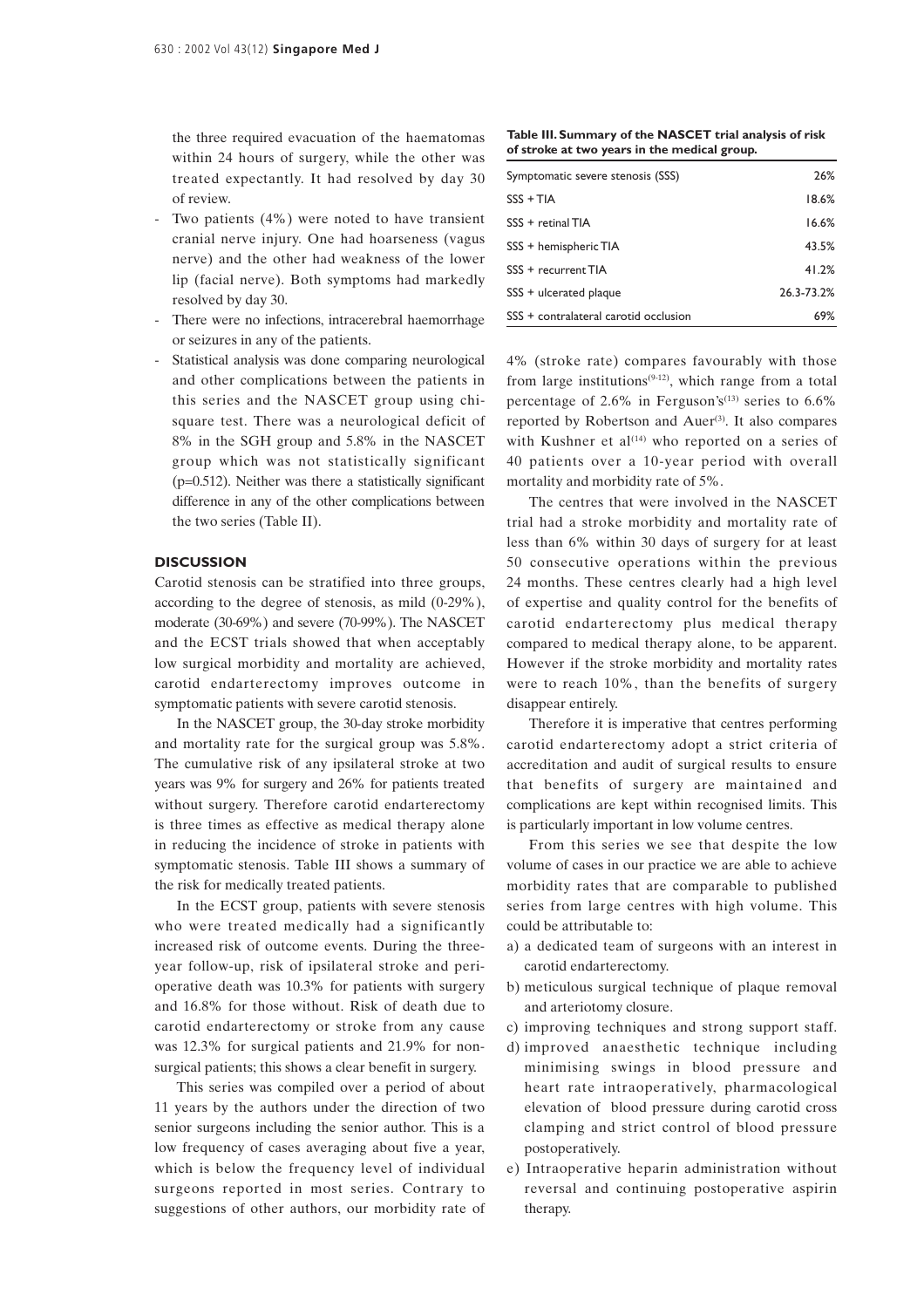the three required evacuation of the haematomas within 24 hours of surgery, while the other was treated expectantly. It had resolved by day 30 of review.

- Two patients (4%) were noted to have transient cranial nerve injury. One had hoarseness (vagus nerve) and the other had weakness of the lower lip (facial nerve). Both symptoms had markedly resolved by day 30.
- There were no infections, intracerebral haemorrhage or seizures in any of the patients.
- Statistical analysis was done comparing neurological and other complications between the patients in this series and the NASCET group using chi-square test. There was a neurological deficit of 8% in the SGH group and 5.8% in the NASCET group which was not statistically significant (p=0.512). Neither was there a statistically significant difference in any of the other complications between the two series (Table II).

## DISCUSSION

Carotid stenosis can be stratified into three groups, according to the degree of stenosis, as mild (0-29%), moderate (30-69%) and severe (70-99%). The NASCET and the ECST trials showed that when acceptably low surgical morbidity and mortality are achieved, carotid endarterectomy improves outcome in symptomatic patients with severe carotid stenosis.

In the NASCET group, the 30-day stroke morbidity and mortality rate for the surgical group was 5.8%. The cumulative risk of any ipsilateral stroke at two years was 9% for surgery and 26% for patients treated without surgery. Therefore carotid endarterectomy is three times as effective as medical therapy alone in reducing the incidence of stroke in patients with symptomatic stenosis. Table III shows a summary of the risk for medically treated patients.

In the ECST group, patients with severe stenosis who were treated medically had a significantly increased risk of outcome events. During the three-year follow-up, risk of ipsilateral stroke and peri-operative death was 10.3% for patients with surgery and 16.8% for those without. Risk of death due to carotid endarterectomy or stroke from any cause was 12.3% for surgical patients and 21.9% for non-surgical patients; this shows a clear benefit in surgery.

This series was compiled over a period of about 11 years by the authors under the direction of two senior surgeons including the senior author. This is a low frequency of cases averaging about five a year, which is below the frequency level of individual surgeons reported in most series. Contrary to suggestions of other authors, our morbidity rate of 4% (stroke rate) compares favourably with those from large institutions[9-12], which range from a total percentage of 2.6% in Ferguson's[13] series to 6.6% reported by Robertson and Auer[3]. It also compares with Kushner et al[14] who reported on a series of 40 patients over a 10-year period with overall mortality and morbidity rate of 5%.

**Table III. Summary of the NASCET trial analysis of risk of stroke at two years in the medical group.**

| | |
|---|---|
| Symptomatic severe stenosis (SSS) | 26% |
| SSS + TIA | 18.6% |
| SSS + retinal TIA | 16.6% |
| SSS + hemispheric TIA | 43.5% |
| SSS + recurrent TIA | 41.2% |
| SSS + ulcerated plaque | 26.3-73.2% |
| SSS + contralateral carotid occlusion | 69% |

The centres that were involved in the NASCET trial had a stroke morbidity and mortality rate of less than 6% within 30 days of surgery for at least 50 consecutive operations within the previous 24 months. These centres clearly had a high level of expertise and quality control for the benefits of carotid endarterectomy plus medical therapy compared to medical therapy alone, to be apparent. However if the stroke morbidity and mortality rates were to reach 10%, than the benefits of surgery disappear entirely.

Therefore it is imperative that centres performing carotid endarterectomy adopt a strict criteria of accreditation and audit of surgical results to ensure that benefits of surgery are maintained and complications are kept within recognised limits. This is particularly important in low volume centres.

From this series we see that despite the low volume of cases in our practice we are able to achieve morbidity rates that are comparable to published series from large centres with high volume. This could be attributable to:

a) a dedicated team of surgeons with an interest in carotid endarterectomy.
b) meticulous surgical technique of plaque removal and arteriotomy closure.
c) improving techniques and strong support staff.
d) improved anaesthetic technique including minimising swings in blood pressure and heart rate intraoperatively, pharmacological elevation of blood pressure during carotid cross clamping and strict control of blood pressure postoperatively.
e) Intraoperative heparin administration without reversal and continuing postoperative aspirin therapy.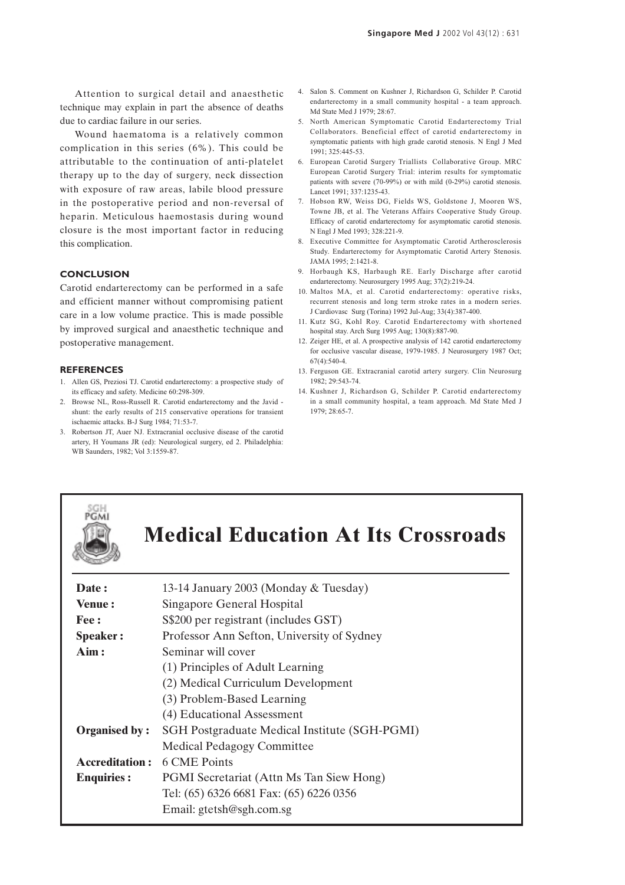Attention to surgical detail and anaesthetic technique may explain in part the absence of deaths due to cardiac failure in our series.

Wound haematoma is a relatively common complication in this series (6%). This could be attributable to the continuation of anti-platelet therapy up to the day of surgery, neck dissection with exposure of raw areas, labile blood pressure in the postoperative period and non-reversal of heparin. Meticulous haemostasis during wound closure is the most important factor in reducing this complication.

## CONCLUSION

Carotid endarterectomy can be performed in a safe and efficient manner without compromising patient care in a low volume practice. This is made possible by improved surgical and anaesthetic technique and postoperative management.

## REFERENCES

1. Allen GS, Preziosi TJ. Carotid endarterectomy: a prospective study of its efficacy and safety. Medicine 60:298-309.
2. Browse NL, Ross-Russell R. Carotid endarterectomy and the Javid - shunt: the early results of 215 conservative operations for transient ischaemic attacks. B-J Surg 1984; 71:53-7.
3. Robertson JT, Auer NJ. Extracranial occlusive disease of the carotid artery, H Youmans JR (ed): Neurological surgery, ed 2. Philadelphia: WB Saunders, 1982; Vol 3:1559-87.
4. Salon S. Comment on Kushner J, Richardson G, Schilder P. Carotid endarterectomy in a small community hospital - a team approach. Md State Med J 1979; 28:67.
5. North American Symptomatic Carotid Endarterectomy Trial Collaborators. Beneficial effect of carotid endarterectomy in symptomatic patients with high grade carotid stenosis. N Engl J Med 1991; 325:445-53.
6. European Carotid Surgery Triallists Collaborative Group. MRC European Carotid Surgery Trial: interim results for symptomatic patients with severe (70-99%) or with mild (0-29%) carotid stenosis. Lancet 1991; 337:1235-43.
7. Hobson RW, Weiss DG, Fields WS, Goldstone J, Mooren WS, Towne JB, et al. The Veterans Affairs Cooperative Study Group. Efficacy of carotid endarterectomy for asymptomatic carotid stenosis. N Engl J Med 1993; 328:221-9.
8. Executive Committee for Asymptomatic Carotid Artherosclerosis Study. Endarterectomy for Asymptomatic Carotid Artery Stenosis. JAMA 1995; 2:1421-8.
9. Horbaugh KS, Harbaugh RE. Early Discharge after carotid endarterectomy. Neurosurgery 1995 Aug; 37(2):219-24.
10. Maltos MA, et al. Carotid endarterectomy: operative risks, recurrent stenosis and long term stroke rates in a modern series. J Cardiovasc Surg (Torina) 1992 Jul-Aug; 33(4):387-400.
11. Kutz SG, Kohl Roy. Carotid Endarterectomy with shortened hospital stay. Arch Surg 1995 Aug; 130(8):887-90.
12. Zeiger HE, et al. A prospective analysis of 142 carotid endarterectomy for occlusive vascular disease, 1979-1985. J Neurosurgery 1987 Oct; 67(4):540-4.
13. Ferguson GE. Extracranial carotid artery surgery. Clin Neurosurg 1982; 29:543-74.
14. Kushner J, Richardson G, Schilder P. Carotid endarterectomy in a small community hospital, a team approach. Md State Med J 1979; 28:65-7.

---

SGH PGMI

# Medical Education At Its Crossroads

| | |
|---|---|
| **Date :** | 13-14 January 2003 (Monday & Tuesday) |
| **Venue :** | Singapore General Hospital |
| **Fee :** | S$200 per registrant (includes GST) |
| **Speaker :** | Professor Ann Sefton, University of Sydney |
| **Aim :** | Seminar will cover<br>(1) Principles of Adult Learning<br>(2) Medical Curriculum Development<br>(3) Problem-Based Learning<br>(4) Educational Assessment |
| **Organised by :** | SGH Postgraduate Medical Institute (SGH-PGMI)<br>Medical Pedagogy Committee |
| **Accreditation :** | 6 CME Points |
| **Enquiries :** | PGMI Secretariat (Attn Ms Tan Siew Hong)<br>Tel: (65) 6326 6681 Fax: (65) 6226 0356<br>Email: gtetsh@sgh.com.sg |